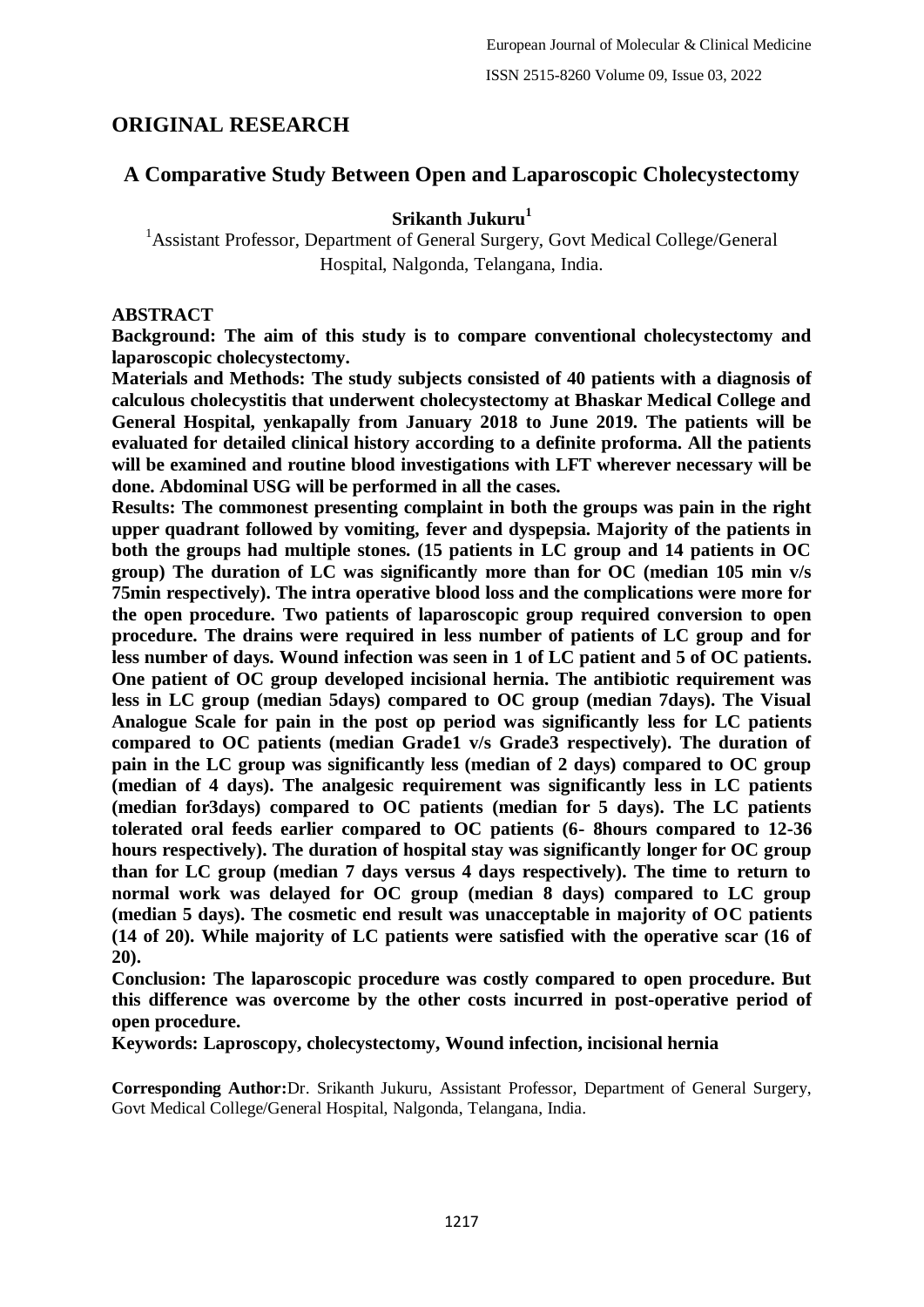## ORIGINAL RESEARCH

# A Comparative Study Between Open and Laparoscopic Cholecystectomy

**Srikanth Jukuru[1]**

[1]Assistant Professor, Department of General Surgery, Govt Medical College/General Hospital, Nalgonda, Telangana, India.

**ABSTRACT**

**Background: The aim of this study is to compare conventional cholecystectomy and laparoscopic cholecystectomy.**

**Materials and Methods: The study subjects consisted of 40 patients with a diagnosis of calculous cholecystitis that underwent cholecystectomy at Bhaskar Medical College and General Hospital, yenkapally from January 2018 to June 2019. The patients will be evaluated for detailed clinical history according to a definite proforma. All the patients will be examined and routine blood investigations with LFT wherever necessary will be done. Abdominal USG will be performed in all the cases.**

**Results: The commonest presenting complaint in both the groups was pain in the right upper quadrant followed by vomiting, fever and dyspepsia. Majority of the patients in both the groups had multiple stones. (15 patients in LC group and 14 patients in OC group) The duration of LC was significantly more than for OC (median 105 min v/s 75min respectively). The intra operative blood loss and the complications were more for the open procedure. Two patients of laparoscopic group required conversion to open procedure. The drains were required in less number of patients of LC group and for less number of days. Wound infection was seen in 1 of LC patient and 5 of OC patients. One patient of OC group developed incisional hernia. The antibiotic requirement was less in LC group (median 5days) compared to OC group (median 7days). The Visual Analogue Scale for pain in the post op period was significantly less for LC patients compared to OC patients (median Grade1 v/s Grade3 respectively). The duration of pain in the LC group was significantly less (median of 2 days) compared to OC group (median of 4 days). The analgesic requirement was significantly less in LC patients (median for3days) compared to OC patients (median for 5 days). The LC patients tolerated oral feeds earlier compared to OC patients (6- 8hours compared to 12-36 hours respectively). The duration of hospital stay was significantly longer for OC group than for LC group (median 7 days versus 4 days respectively). The time to return to normal work was delayed for OC group (median 8 days) compared to LC group (median 5 days). The cosmetic end result was unacceptable in majority of OC patients (14 of 20). While majority of LC patients were satisfied with the operative scar (16 of 20).**

**Conclusion: The laparoscopic procedure was costly compared to open procedure. But this difference was overcome by the other costs incurred in post-operative period of open procedure.**

**Keywords: Laproscopy, cholecystectomy, Wound infection, incisional hernia**

**Corresponding Author:** Dr. Srikanth Jukuru, Assistant Professor, Department of General Surgery, Govt Medical College/General Hospital, Nalgonda, Telangana, India.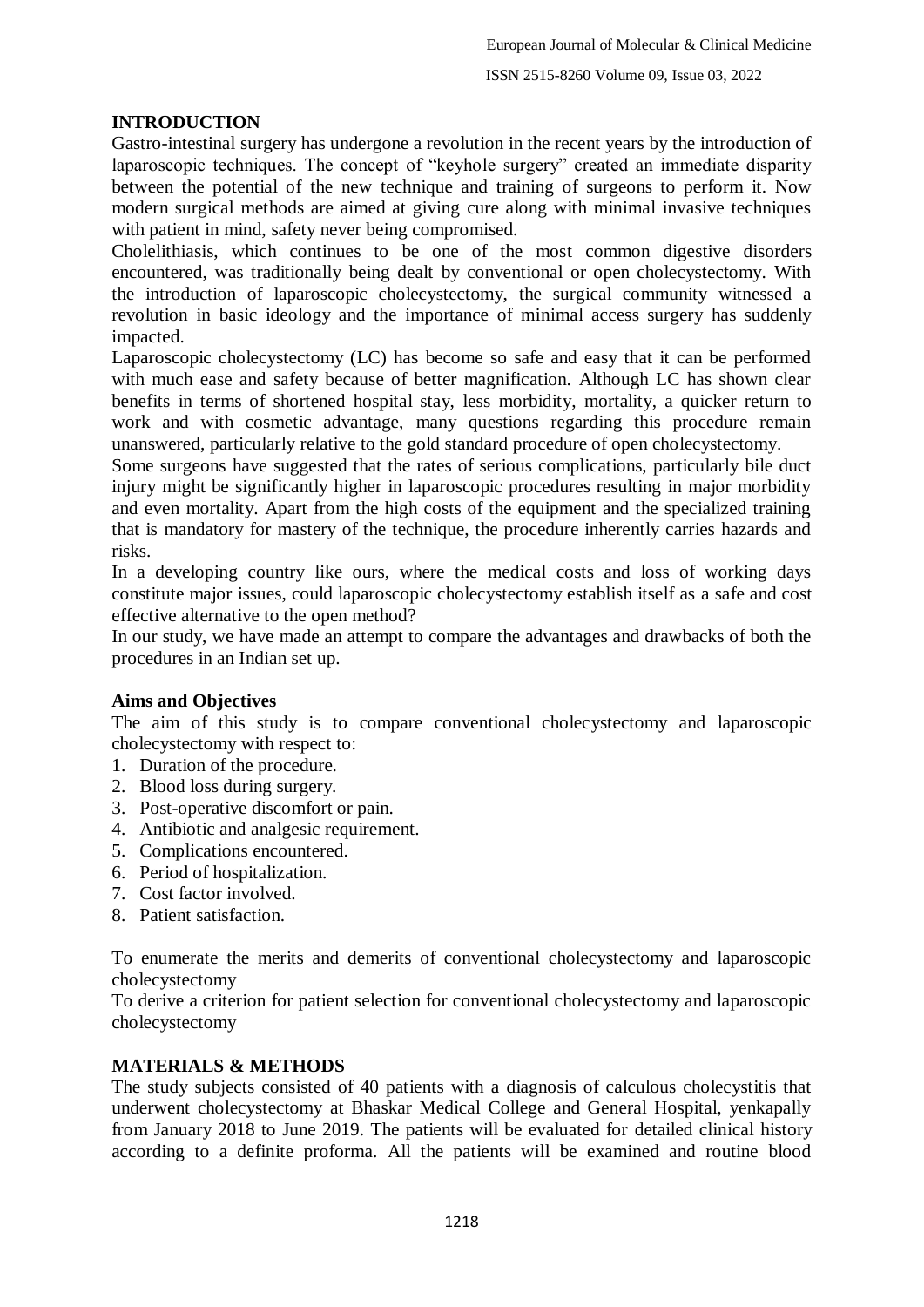## INTRODUCTION

Gastro-intestinal surgery has undergone a revolution in the recent years by the introduction of laparoscopic techniques. The concept of "keyhole surgery" created an immediate disparity between the potential of the new technique and training of surgeons to perform it. Now modern surgical methods are aimed at giving cure along with minimal invasive techniques with patient in mind, safety never being compromised.

Cholelithiasis, which continues to be one of the most common digestive disorders encountered, was traditionally being dealt by conventional or open cholecystectomy. With the introduction of laparoscopic cholecystectomy, the surgical community witnessed a revolution in basic ideology and the importance of minimal access surgery has suddenly impacted.

Laparoscopic cholecystectomy (LC) has become so safe and easy that it can be performed with much ease and safety because of better magnification. Although LC has shown clear benefits in terms of shortened hospital stay, less morbidity, mortality, a quicker return to work and with cosmetic advantage, many questions regarding this procedure remain unanswered, particularly relative to the gold standard procedure of open cholecystectomy.

Some surgeons have suggested that the rates of serious complications, particularly bile duct injury might be significantly higher in laparoscopic procedures resulting in major morbidity and even mortality. Apart from the high costs of the equipment and the specialized training that is mandatory for mastery of the technique, the procedure inherently carries hazards and risks.

In a developing country like ours, where the medical costs and loss of working days constitute major issues, could laparoscopic cholecystectomy establish itself as a safe and cost effective alternative to the open method?

In our study, we have made an attempt to compare the advantages and drawbacks of both the procedures in an Indian set up.

### Aims and Objectives

The aim of this study is to compare conventional cholecystectomy and laparoscopic cholecystectomy with respect to:

1. Duration of the procedure.
2. Blood loss during surgery.
3. Post-operative discomfort or pain.
4. Antibiotic and analgesic requirement.
5. Complications encountered.
6. Period of hospitalization.
7. Cost factor involved.
8. Patient satisfaction.

To enumerate the merits and demerits of conventional cholecystectomy and laparoscopic cholecystectomy

To derive a criterion for patient selection for conventional cholecystectomy and laparoscopic cholecystectomy

## MATERIALS & METHODS

The study subjects consisted of 40 patients with a diagnosis of calculous cholecystitis that underwent cholecystectomy at Bhaskar Medical College and General Hospital, yenkapally from January 2018 to June 2019. The patients will be evaluated for detailed clinical history according to a definite proforma. All the patients will be examined and routine blood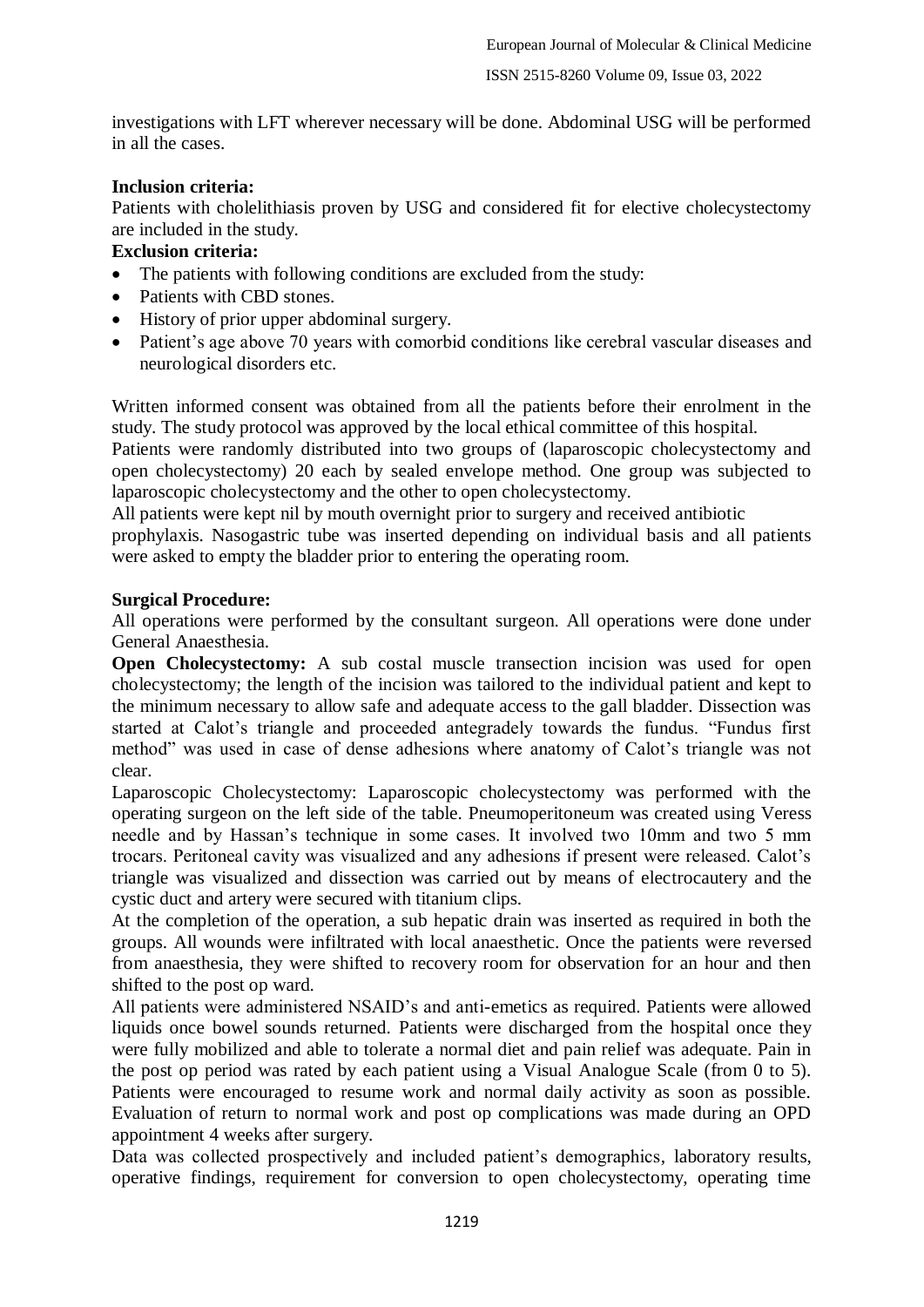investigations with LFT wherever necessary will be done. Abdominal USG will be performed in all the cases.

**Inclusion criteria:**

Patients with cholelithiasis proven by USG and considered fit for elective cholecystectomy are included in the study.

**Exclusion criteria:**

- The patients with following conditions are excluded from the study:
- Patients with CBD stones.
- History of prior upper abdominal surgery.
- Patient's age above 70 years with comorbid conditions like cerebral vascular diseases and neurological disorders etc.

Written informed consent was obtained from all the patients before their enrolment in the study. The study protocol was approved by the local ethical committee of this hospital.

Patients were randomly distributed into two groups of (laparoscopic cholecystectomy and open cholecystectomy) 20 each by sealed envelope method. One group was subjected to laparoscopic cholecystectomy and the other to open cholecystectomy.

All patients were kept nil by mouth overnight prior to surgery and received antibiotic prophylaxis. Nasogastric tube was inserted depending on individual basis and all patients were asked to empty the bladder prior to entering the operating room.

**Surgical Procedure:**

All operations were performed by the consultant surgeon. All operations were done under General Anaesthesia.

**Open Cholecystectomy:** A sub costal muscle transection incision was used for open cholecystectomy; the length of the incision was tailored to the individual patient and kept to the minimum necessary to allow safe and adequate access to the gall bladder. Dissection was started at Calot's triangle and proceeded antegradely towards the fundus. "Fundus first method" was used in case of dense adhesions where anatomy of Calot's triangle was not clear.

Laparoscopic Cholecystectomy: Laparoscopic cholecystectomy was performed with the operating surgeon on the left side of the table. Pneumoperitoneum was created using Veress needle and by Hassan's technique in some cases. It involved two 10mm and two 5 mm trocars. Peritoneal cavity was visualized and any adhesions if present were released. Calot's triangle was visualized and dissection was carried out by means of electrocautery and the cystic duct and artery were secured with titanium clips.

At the completion of the operation, a sub hepatic drain was inserted as required in both the groups. All wounds were infiltrated with local anaesthetic. Once the patients were reversed from anaesthesia, they were shifted to recovery room for observation for an hour and then shifted to the post op ward.

All patients were administered NSAID's and anti-emetics as required. Patients were allowed liquids once bowel sounds returned. Patients were discharged from the hospital once they were fully mobilized and able to tolerate a normal diet and pain relief was adequate. Pain in the post op period was rated by each patient using a Visual Analogue Scale (from 0 to 5). Patients were encouraged to resume work and normal daily activity as soon as possible. Evaluation of return to normal work and post op complications was made during an OPD appointment 4 weeks after surgery.

Data was collected prospectively and included patient's demographics, laboratory results, operative findings, requirement for conversion to open cholecystectomy, operating time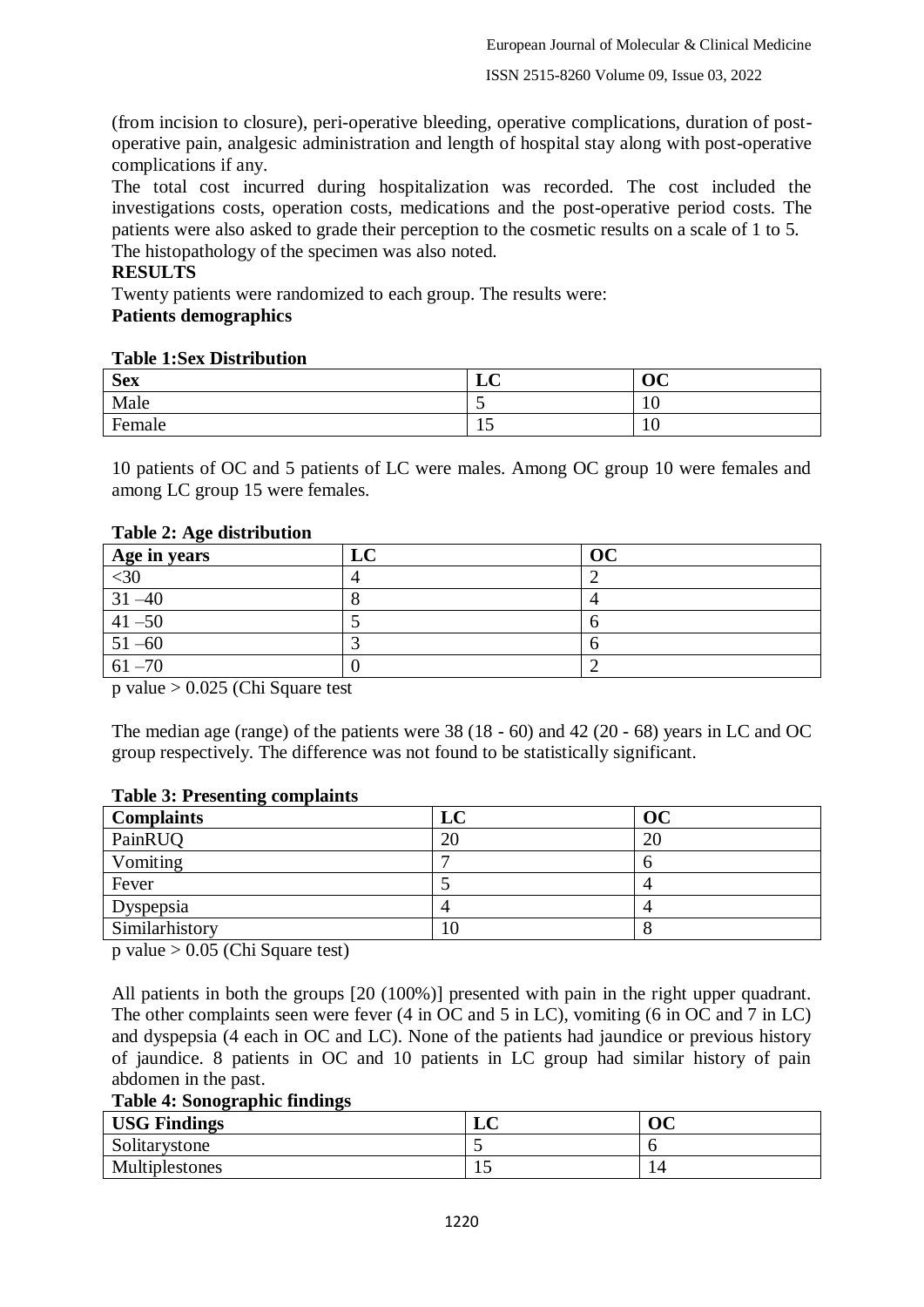(from incision to closure), peri-operative bleeding, operative complications, duration of post-operative pain, analgesic administration and length of hospital stay along with post-operative complications if any.

The total cost incurred during hospitalization was recorded. The cost included the investigations costs, operation costs, medications and the post-operative period costs. The patients were also asked to grade their perception to the cosmetic results on a scale of 1 to 5.

The histopathology of the specimen was also noted.

**RESULTS**

Twenty patients were randomized to each group. The results were:

**Patients demographics**

**Table 1:Sex Distribution**

| Sex | LC | OC |
|---|---|---|
| Male | 5 | 10 |
| Female | 15 | 10 |

10 patients of OC and 5 patients of LC were males. Among OC group 10 were females and among LC group 15 were females.

**Table 2: Age distribution**

| Age in years | LC | OC |
|---|---|---|
| <30 | 4 | 2 |
| 31 –40 | 8 | 4 |
| 41 –50 | 5 | 6 |
| 51 –60 | 3 | 6 |
| 61 –70 | 0 | 2 |

p value > 0.025 (Chi Square test

The median age (range) of the patients were 38 (18 - 60) and 42 (20 - 68) years in LC and OC group respectively. The difference was not found to be statistically significant.

**Table 3: Presenting complaints**

| Complaints | LC | OC |
|---|---|---|
| PainRUQ | 20 | 20 |
| Vomiting | 7 | 6 |
| Fever | 5 | 4 |
| Dyspepsia | 4 | 4 |
| Similarhistory | 10 | 8 |

p value > 0.05 (Chi Square test)

All patients in both the groups [20 (100%)] presented with pain in the right upper quadrant. The other complaints seen were fever (4 in OC and 5 in LC), vomiting (6 in OC and 7 in LC) and dyspepsia (4 each in OC and LC). None of the patients had jaundice or previous history of jaundice. 8 patients in OC and 10 patients in LC group had similar history of pain abdomen in the past.

**Table 4: Sonographic findings**

| USG Findings | LC | OC |
|---|---|---|
| Solitarystone | 5 | 6 |
| Multiplestones | 15 | 14 |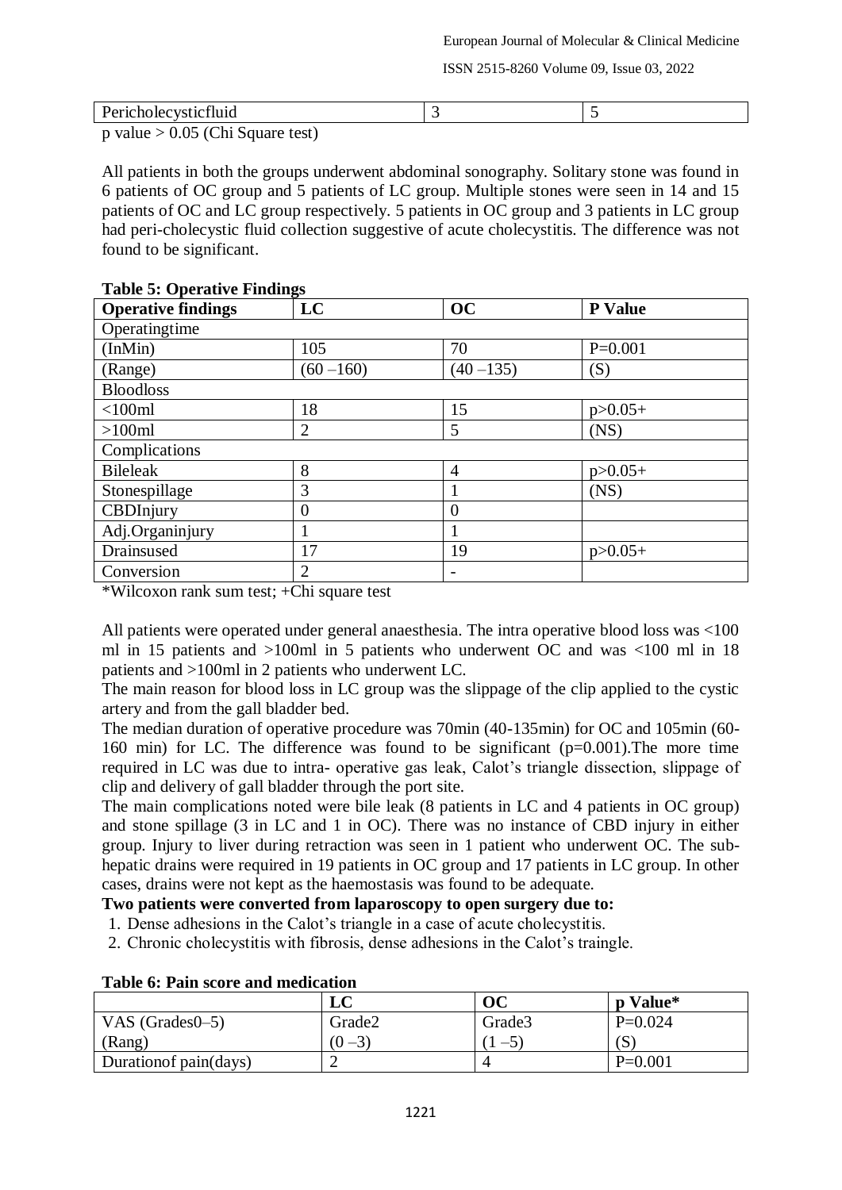| Pericholecysticfluid | 3 | 5 |
|---|---|---|

p value > 0.05 (Chi Square test)

All patients in both the groups underwent abdominal sonography. Solitary stone was found in 6 patients of OC group and 5 patients of LC group. Multiple stones were seen in 14 and 15 patients of OC and LC group respectively. 5 patients in OC group and 3 patients in LC group had peri-cholecystic fluid collection suggestive of acute cholecystitis. The difference was not found to be significant.

**Table 5: Operative Findings**

| Operative findings | LC | OC | P Value |
|---|---|---|---|
| Operatingtime | | | |
| (InMin) | 105 | 70 | P=0.001 |
| (Range) | (60 –160) | (40 –135) | (S) |
| Bloodloss | | | |
| <100ml | 18 | 15 | p>0.05+ |
| >100ml | 2 | 5 | (NS) |
| Complications | | | |
| Bileleak | 8 | 4 | p>0.05+ |
| Stonespillage | 3 | 1 | (NS) |
| CBDInjury | 0 | 0 | |
| Adj.Organinjury | 1 | 1 | |
| Drainsused | 17 | 19 | p>0.05+ |
| Conversion | 2 | - | |

*Wilcoxon rank sum test; +Chi square test

All patients were operated under general anaesthesia. The intra operative blood loss was <100 ml in 15 patients and >100ml in 5 patients who underwent OC and was <100 ml in 18 patients and >100ml in 2 patients who underwent LC.

The main reason for blood loss in LC group was the slippage of the clip applied to the cystic artery and from the gall bladder bed.

The median duration of operative procedure was 70min (40-135min) for OC and 105min (60-160 min) for LC. The difference was found to be significant (p=0.001).The more time required in LC was due to intra- operative gas leak, Calot's triangle dissection, slippage of clip and delivery of gall bladder through the port site.

The main complications noted were bile leak (8 patients in LC and 4 patients in OC group) and stone spillage (3 in LC and 1 in OC). There was no instance of CBD injury in either group. Injury to liver during retraction was seen in 1 patient who underwent OC. The sub-hepatic drains were required in 19 patients in OC group and 17 patients in LC group. In other cases, drains were not kept as the haemostasis was found to be adequate.

**Two patients were converted from laparoscopy to open surgery due to:**

1. Dense adhesions in the Calot's triangle in a case of acute cholecystitis.
2. Chronic cholecystitis with fibrosis, dense adhesions in the Calot's traingle.

**Table 6: Pain score and medication**

| | LC | OC | p Value* |
|---|---|---|---|
| VAS (Grades0–5) | Grade2 | Grade3 | P=0.024 |
| (Rang) | (0 –3) | (1 –5) | (S) |
| Durationof pain(days) | 2 | 4 | P=0.001 |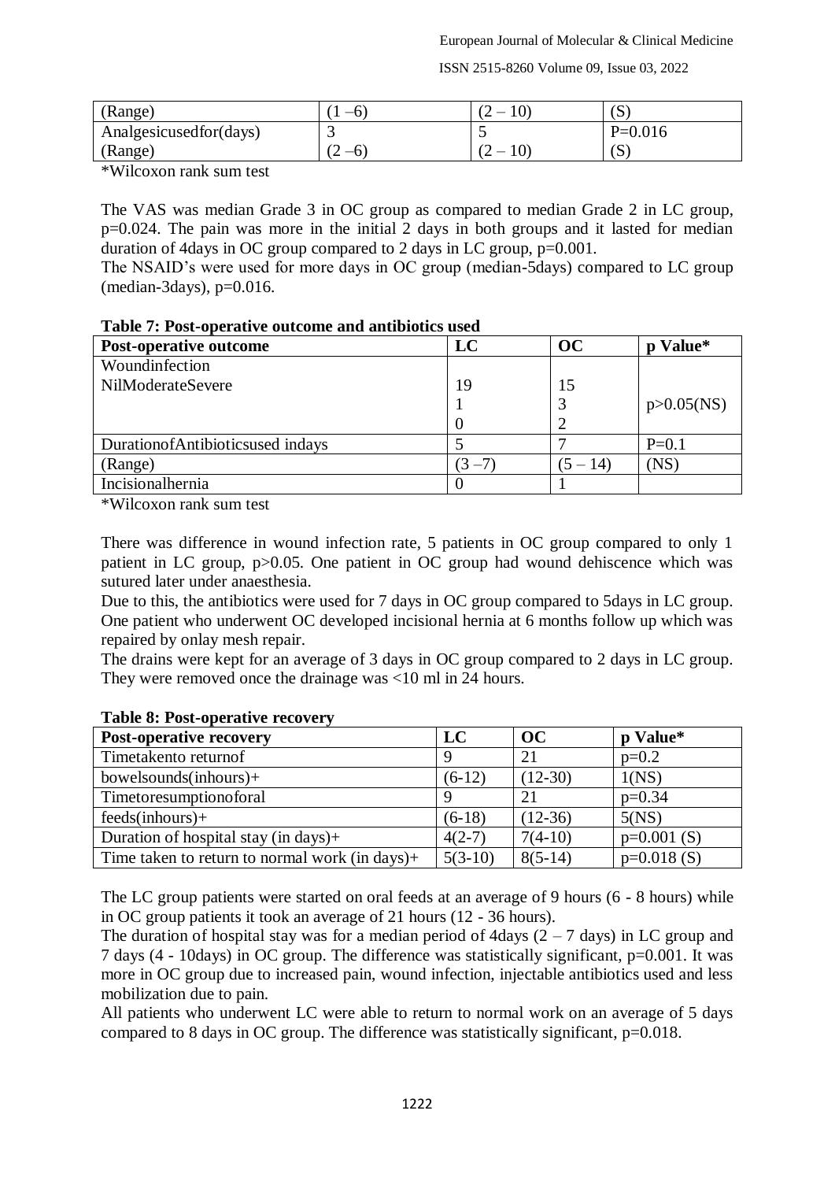| (Range) | (1 –6) | (2 – 10) | (S) |
|---|---|---|---|
| Analgesicusedfor(days) | 3 | 5 | P=0.016 |
| (Range) | (2 –6) | (2 – 10) | (S) |

*Wilcoxon rank sum test

The VAS was median Grade 3 in OC group as compared to median Grade 2 in LC group, p=0.024. The pain was more in the initial 2 days in both groups and it lasted for median duration of 4days in OC group compared to 2 days in LC group, p=0.001.
The NSAID's were used for more days in OC group (median-5days) compared to LC group (median-3days), p=0.016.

**Table 7: Post-operative outcome and antibiotics used**

| Post-operative outcome | LC | OC | p Value* |
|---|---|---|---|
| Woundinfection | | | |
| NilModerateSevere | 19<br>1<br>0 | 15<br>3<br>2 | p>0.05(NS) |
| DurationofAntibioticsused indays | 5 | 7 | P=0.1 |
| (Range) | (3 –7) | (5 – 14) | (NS) |
| Incisionalhernia | 0 | 1 | |

*Wilcoxon rank sum test

There was difference in wound infection rate, 5 patients in OC group compared to only 1 patient in LC group, p>0.05. One patient in OC group had wound dehiscence which was sutured later under anaesthesia.
Due to this, the antibiotics were used for 7 days in OC group compared to 5days in LC group. One patient who underwent OC developed incisional hernia at 6 months follow up which was repaired by onlay mesh repair.
The drains were kept for an average of 3 days in OC group compared to 2 days in LC group. They were removed once the drainage was <10 ml in 24 hours.

**Table 8: Post-operative recovery**

| Post-operative recovery | LC | OC | p Value* |
|---|---|---|---|
| Timetaken to returnof | 9 | 21 | p=0.2 |
| bowelsounds(inhours)+ | (6-12) | (12-30) | 1(NS) |
| Timetoresumptionoforal | 9 | 21 | p=0.34 |
| feeds(inhours)+ | (6-18) | (12-36) | 5(NS) |
| Duration of hospital stay (in days)+ | 4(2-7) | 7(4-10) | p=0.001 (S) |
| Time taken to return to normal work (in days)+ | 5(3-10) | 8(5-14) | p=0.018 (S) |

The LC group patients were started on oral feeds at an average of 9 hours (6 - 8 hours) while in OC group patients it took an average of 21 hours (12 - 36 hours).
The duration of hospital stay was for a median period of 4days (2 – 7 days) in LC group and 7 days (4 - 10days) in OC group. The difference was statistically significant, p=0.001. It was more in OC group due to increased pain, wound infection, injectable antibiotics used and less mobilization due to pain.
All patients who underwent LC were able to return to normal work on an average of 5 days compared to 8 days in OC group. The difference was statistically significant, p=0.018.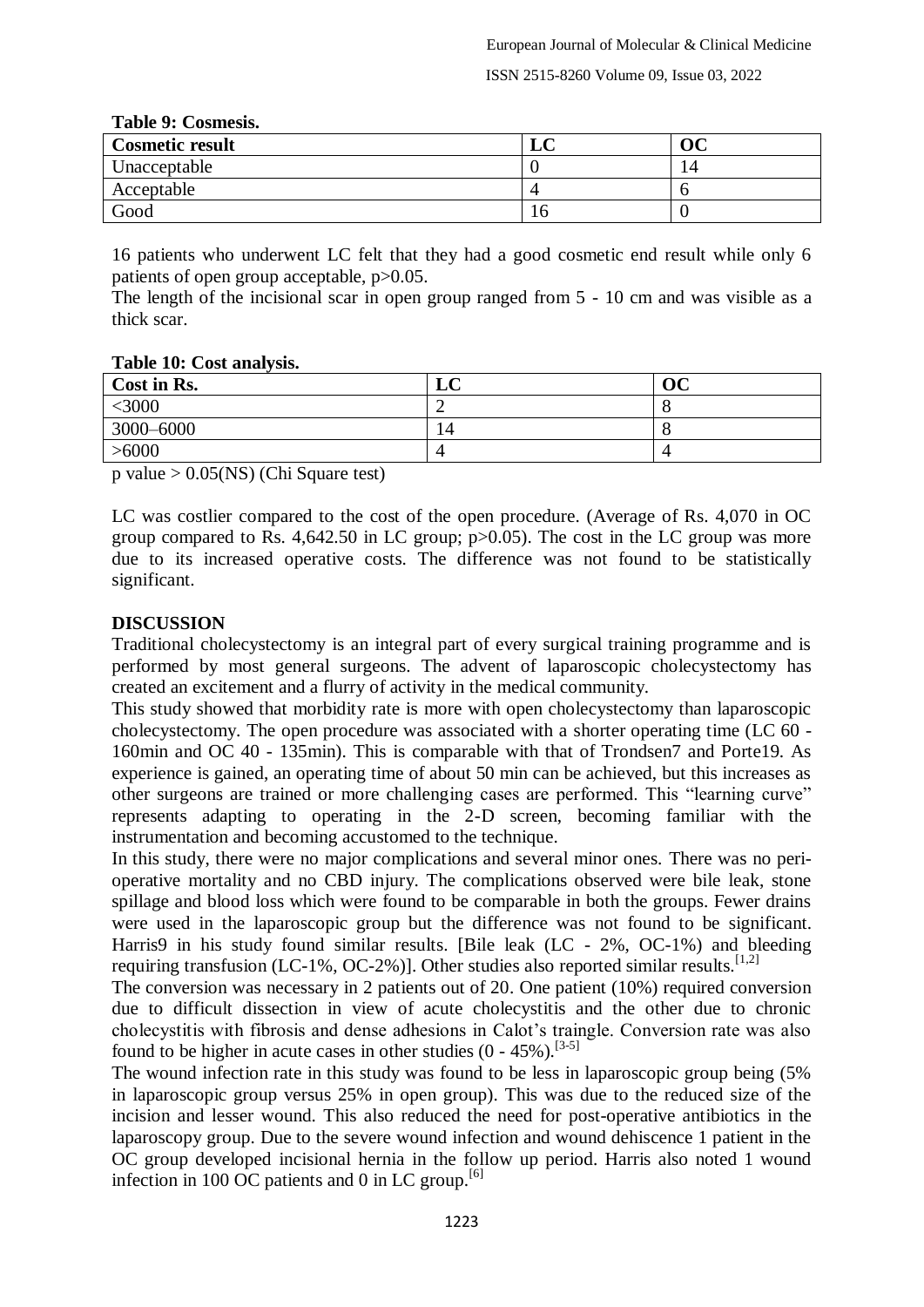**Table 9: Cosmesis.**

| Cosmetic result | LC | OC |
|---|---|---|
| Unacceptable | 0 | 14 |
| Acceptable | 4 | 6 |
| Good | 16 | 0 |

16 patients who underwent LC felt that they had a good cosmetic end result while only 6 patients of open group acceptable, $p>0.05$.

The length of the incisional scar in open group ranged from 5 - 10 cm and was visible as a thick scar.

**Table 10: Cost analysis.**

| Cost in Rs. | LC | OC |
|---|---|---|
| <3000 | 2 | 8 |
| 3000–6000 | 14 | 8 |
| >6000 | 4 | 4 |

p value > 0.05(NS) (Chi Square test)

LC was costlier compared to the cost of the open procedure. (Average of Rs. 4,070 in OC group compared to Rs. 4,642.50 in LC group; $p>0.05$). The cost in the LC group was more due to its increased operative costs. The difference was not found to be statistically significant.

## DISCUSSION

Traditional cholecystectomy is an integral part of every surgical training programme and is performed by most general surgeons. The advent of laparoscopic cholecystectomy has created an excitement and a flurry of activity in the medical community.

This study showed that morbidity rate is more with open cholecystectomy than laparoscopic cholecystectomy. The open procedure was associated with a shorter operating time (LC 60 - 160min and OC 40 - 135min). This is comparable with that of Trondsen7 and Porte19. As experience is gained, an operating time of about 50 min can be achieved, but this increases as other surgeons are trained or more challenging cases are performed. This "learning curve" represents adapting to operating in the 2-D screen, becoming familiar with the instrumentation and becoming accustomed to the technique.

In this study, there were no major complications and several minor ones. There was no peri-operative mortality and no CBD injury. The complications observed were bile leak, stone spillage and blood loss which were found to be comparable in both the groups. Fewer drains were used in the laparoscopic group but the difference was not found to be significant. Harris9 in his study found similar results. [Bile leak (LC - 2%, OC-1%) and bleeding requiring transfusion (LC-1%, OC-2%)]. Other studies also reported similar results.[1,2]

The conversion was necessary in 2 patients out of 20. One patient (10%) required conversion due to difficult dissection in view of acute cholecystitis and the other due to chronic cholecystitis with fibrosis and dense adhesions in Calot's traingle. Conversion rate was also found to be higher in acute cases in other studies (0 - 45%).[3-5]

The wound infection rate in this study was found to be less in laparoscopic group being (5% in laparoscopic group versus 25% in open group). This was due to the reduced size of the incision and lesser wound. This also reduced the need for post-operative antibiotics in the laparoscopy group. Due to the severe wound infection and wound dehiscence 1 patient in the OC group developed incisional hernia in the follow up period. Harris also noted 1 wound infection in 100 OC patients and 0 in LC group.[6]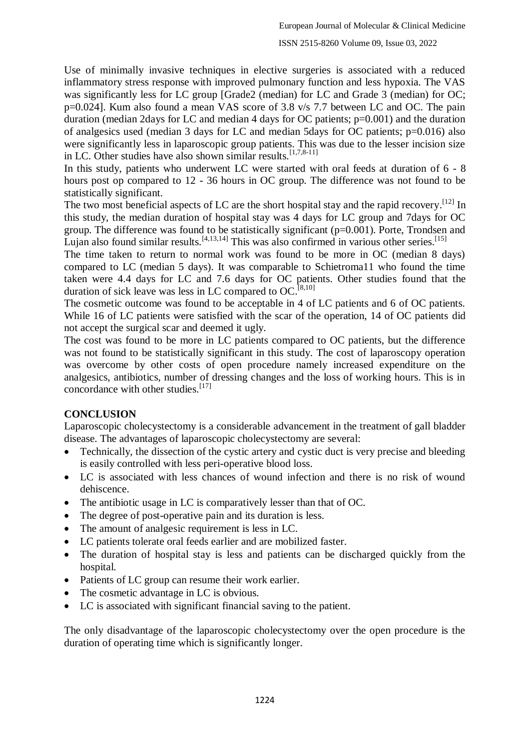Use of minimally invasive techniques in elective surgeries is associated with a reduced inflammatory stress response with improved pulmonary function and less hypoxia. The VAS was significantly less for LC group [Grade2 (median) for LC and Grade 3 (median) for OC; p=0.024]. Kum also found a mean VAS score of 3.8 v/s 7.7 between LC and OC. The pain duration (median 2days for LC and median 4 days for OC patients; p=0.001) and the duration of analgesics used (median 3 days for LC and median 5days for OC patients; p=0.016) also were significantly less in laparoscopic group patients. This was due to the lesser incision size in LC. Other studies have also shown similar results.[1,7,8-11]

In this study, patients who underwent LC were started with oral feeds at duration of 6 - 8 hours post op compared to 12 - 36 hours in OC group. The difference was not found to be statistically significant.

The two most beneficial aspects of LC are the short hospital stay and the rapid recovery.[12] In this study, the median duration of hospital stay was 4 days for LC group and 7days for OC group. The difference was found to be statistically significant (p=0.001). Porte, Trondsen and Lujan also found similar results.[4,13,14] This was also confirmed in various other series.[15]

The time taken to return to normal work was found to be more in OC (median 8 days) compared to LC (median 5 days). It was comparable to Schietroma11 who found the time taken were 4.4 days for LC and 7.6 days for OC patients. Other studies found that the duration of sick leave was less in LC compared to OC.[8,10]

The cosmetic outcome was found to be acceptable in 4 of LC patients and 6 of OC patients. While 16 of LC patients were satisfied with the scar of the operation, 14 of OC patients did not accept the surgical scar and deemed it ugly.

The cost was found to be more in LC patients compared to OC patients, but the difference was not found to be statistically significant in this study. The cost of laparoscopy operation was overcome by other costs of open procedure namely increased expenditure on the analgesics, antibiotics, number of dressing changes and the loss of working hours. This is in concordance with other studies.[17]

## CONCLUSION

Laparoscopic cholecystectomy is a considerable advancement in the treatment of gall bladder disease. The advantages of laparoscopic cholecystectomy are several:

- Technically, the dissection of the cystic artery and cystic duct is very precise and bleeding is easily controlled with less peri-operative blood loss.
- LC is associated with less chances of wound infection and there is no risk of wound dehiscence.
- The antibiotic usage in LC is comparatively lesser than that of OC.
- The degree of post-operative pain and its duration is less.
- The amount of analgesic requirement is less in LC.
- LC patients tolerate oral feeds earlier and are mobilized faster.
- The duration of hospital stay is less and patients can be discharged quickly from the hospital.
- Patients of LC group can resume their work earlier.
- The cosmetic advantage in LC is obvious.
- LC is associated with significant financial saving to the patient.

The only disadvantage of the laparoscopic cholecystectomy over the open procedure is the duration of operating time which is significantly longer.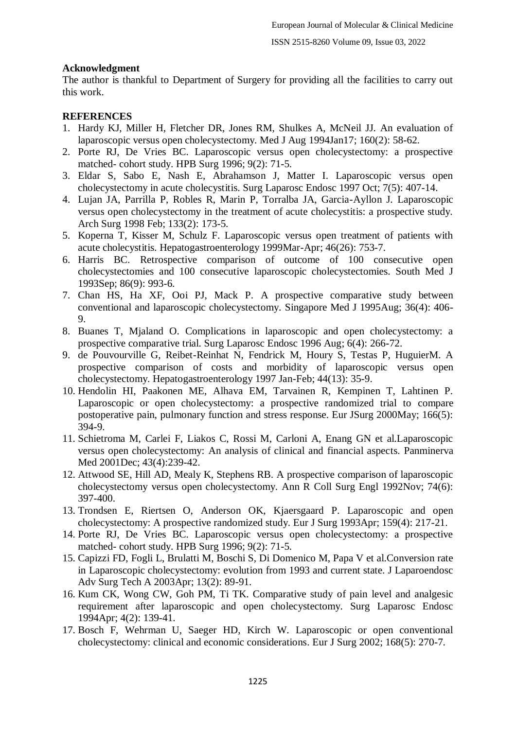## Acknowledgment

The author is thankful to Department of Surgery for providing all the facilities to carry out this work.

## REFERENCES

1. Hardy KJ, Miller H, Fletcher DR, Jones RM, Shulkes A, McNeil JJ. An evaluation of laparoscopic versus open cholecystectomy. Med J Aug 1994Jan17; 160(2): 58-62.
2. Porte RJ, De Vries BC. Laparoscopic versus open cholecystectomy: a prospective matched- cohort study. HPB Surg 1996; 9(2): 71-5.
3. Eldar S, Sabo E, Nash E, Abrahamson J, Matter I. Laparoscopic versus open cholecystectomy in acute cholecystitis. Surg Laparosc Endosc 1997 Oct; 7(5): 407-14.
4. Lujan JA, Parrilla P, Robles R, Marin P, Torralba JA, Garcia-Ayllon J. Laparoscopic versus open cholecystectomy in the treatment of acute cholecystitis: a prospective study. Arch Surg 1998 Feb; 133(2): 173-5.
5. Koperna T, Kisser M, Schulz F. Laparoscopic versus open treatment of patients with acute cholecystitis. Hepatogastroenterology 1999Mar-Apr; 46(26): 753-7.
6. Harris BC. Retrospective comparison of outcome of 100 consecutive open cholecystectomies and 100 consecutive laparoscopic cholecystectomies. South Med J 1993Sep; 86(9): 993-6.
7. Chan HS, Ha XF, Ooi PJ, Mack P. A prospective comparative study between conventional and laparoscopic cholecystectomy. Singapore Med J 1995Aug; 36(4): 406-9.
8. Buanes T, Mjaland O. Complications in laparoscopic and open cholecystectomy: a prospective comparative trial. Surg Laparosc Endosc 1996 Aug; 6(4): 266-72.
9. de Pouvourville G, Reibet-Reinhat N, Fendrick M, Houry S, Testas P, HuguierM. A prospective comparison of costs and morbidity of laparoscopic versus open cholecystectomy. Hepatogastroenterology 1997 Jan-Feb; 44(13): 35-9.
10. Hendolin HI, Paakonen ME, Alhava EM, Tarvainen R, Kempinen T, Lahtinen P. Laparoscopic or open cholecystectomy: a prospective randomized trial to compare postoperative pain, pulmonary function and stress response. Eur JSurg 2000May; 166(5): 394-9.
11. Schietroma M, Carlei F, Liakos C, Rossi M, Carloni A, Enang GN et al.Laparoscopic versus open cholecystectomy: An analysis of clinical and financial aspects. Panminerva Med 2001Dec; 43(4):239-42.
12. Attwood SE, Hill AD, Mealy K, Stephens RB. A prospective comparison of laparoscopic cholecystectomy versus open cholecystectomy. Ann R Coll Surg Engl 1992Nov; 74(6): 397-400.
13. Trondsen E, Riertsen O, Anderson OK, Kjaersgaard P. Laparoscopic and open cholecystectomy: A prospective randomized study. Eur J Surg 1993Apr; 159(4): 217-21.
14. Porte RJ, De Vries BC. Laparoscopic versus open cholecystectomy: a prospective matched- cohort study. HPB Surg 1996; 9(2): 71-5.
15. Capizzi FD, Fogli L, Brulatti M, Boschi S, Di Domenico M, Papa V et al.Conversion rate in Laparoscopic cholecystectomy: evolution from 1993 and current state. J Laparoendosc Adv Surg Tech A 2003Apr; 13(2): 89-91.
16. Kum CK, Wong CW, Goh PM, Ti TK. Comparative study of pain level and analgesic requirement after laparoscopic and open cholecystectomy. Surg Laparosc Endosc 1994Apr; 4(2): 139-41.
17. Bosch F, Wehrman U, Saeger HD, Kirch W. Laparoscopic or open conventional cholecystectomy: clinical and economic considerations. Eur J Surg 2002; 168(5): 270-7.